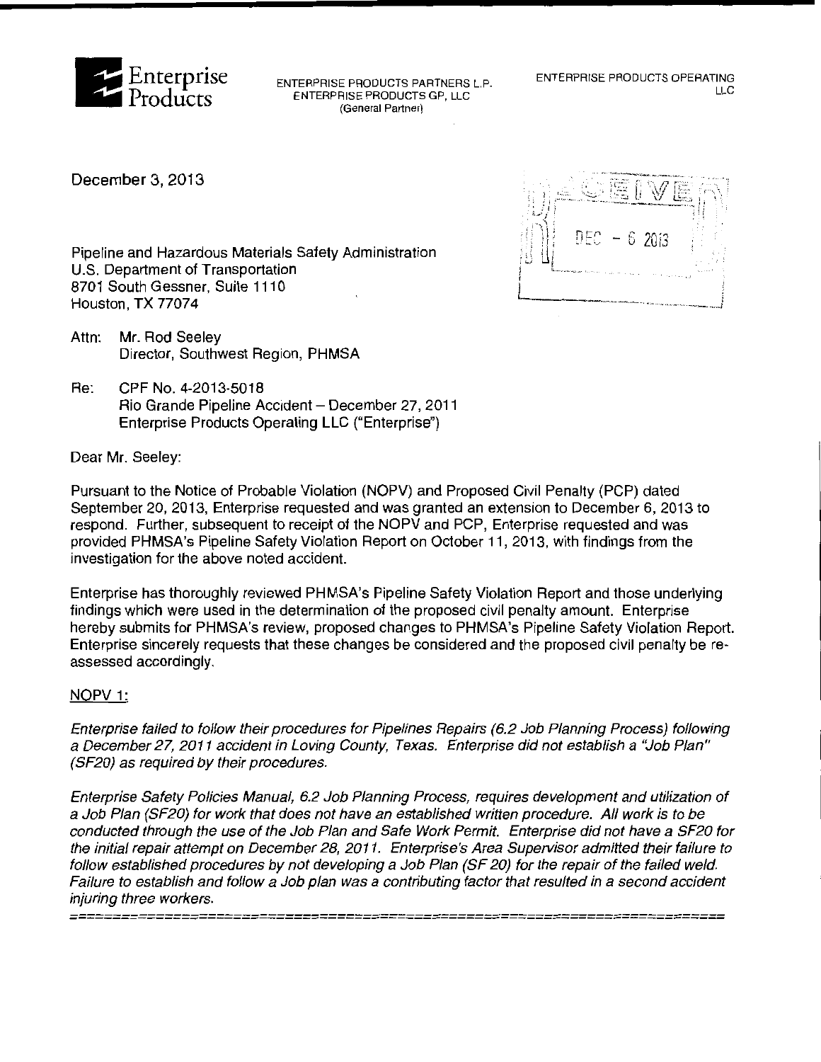**Enterprise Products**

ENTERPRISE PRODUCTS PARTNERS L.P.
ENTERPRISE PRODUCTS GP, LLC
(General Partner)

ENTERPRISE PRODUCTS OPERATING LLC

December 3, 2013

RECEIVED
DEC - 6 2013

Pipeline and Hazardous Materials Safety Administration
U.S. Department of Transportation
8701 South Gessner, Suite 1110
Houston, TX 77074

Attn: Mr. Rod Seeley
Director, Southwest Region, PHMSA

Re: CPF No. 4-2013-5018
Rio Grande Pipeline Accident – December 27, 2011
Enterprise Products Operating LLC ("Enterprise")

Dear Mr. Seeley:

Pursuant to the Notice of Probable Violation (NOPV) and Proposed Civil Penalty (PCP) dated September 20, 2013, Enterprise requested and was granted an extension to December 6, 2013 to respond. Further, subsequent to receipt of the NOPV and PCP, Enterprise requested and was provided PHMSA's Pipeline Safety Violation Report on October 11, 2013, with findings from the investigation for the above noted accident.

Enterprise has thoroughly reviewed PHMSA's Pipeline Safety Violation Report and those underlying findings which were used in the determination of the proposed civil penalty amount. Enterprise hereby submits for PHMSA's review, proposed changes to PHMSA's Pipeline Safety Violation Report. Enterprise sincerely requests that these changes be considered and the proposed civil penalty be re-assessed accordingly.

NOPV 1:

*Enterprise failed to follow their procedures for Pipelines Repairs (6.2 Job Planning Process) following a December 27, 2011 accident in Loving County, Texas. Enterprise did not establish a "Job Plan" (SF20) as required by their procedures.*

*Enterprise Safety Policies Manual, 6.2 Job Planning Process, requires development and utilization of a Job Plan (SF20) for work that does not have an established written procedure. All work is to be conducted through the use of the Job Plan and Safe Work Permit. Enterprise did not have a SF20 for the initial repair attempt on December 28, 2011. Enterprise's Area Supervisor admitted their failure to follow established procedures by not developing a Job Plan (SF 20) for the repair of the failed weld. Failure to establish and follow a Job plan was a contributing factor that resulted in a second accident injuring three workers.*

==========================================================================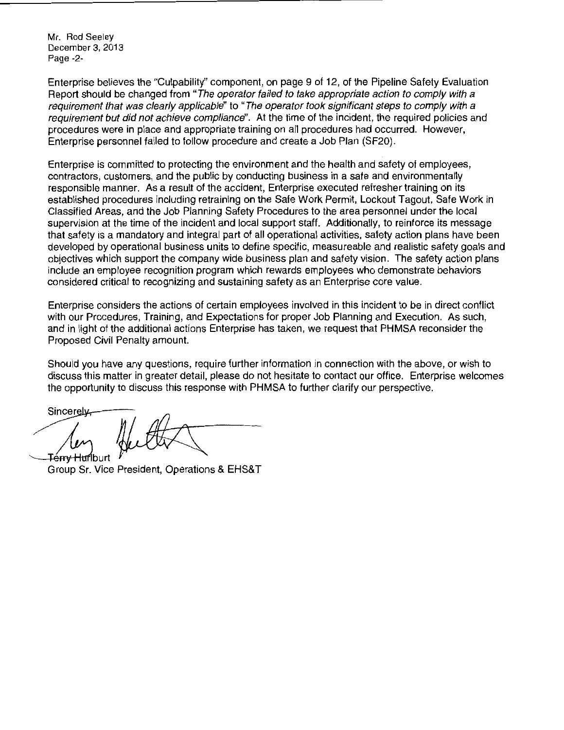Mr. Rod Seeley
December 3, 2013
Page -2-

Enterprise believes the "Culpability" component, on page 9 of 12, of the Pipeline Safety Evaluation Report should be changed from "*The operator failed to take appropriate action to comply with a requirement that was clearly applicable*" to "*The operator took significant steps to comply with a requirement but did not achieve compliance*". At the time of the incident, the required policies and procedures were in place and appropriate training on all procedures had occurred. However, Enterprise personnel failed to follow procedure and create a Job Plan (SF20).

Enterprise is committed to protecting the environment and the health and safety of employees, contractors, customers, and the public by conducting business in a safe and environmentally responsible manner. As a result of the accident, Enterprise executed refresher training on its established procedures including retraining on the Safe Work Permit, Lockout Tagout, Safe Work in Classified Areas, and the Job Planning Safety Procedures to the area personnel under the local supervision at the time of the incident and local support staff. Additionally, to reinforce its message that safety is a mandatory and integral part of all operational activities, safety action plans have been developed by operational business units to define specific, measureable and realistic safety goals and objectives which support the company wide business plan and safety vision. The safety action plans include an employee recognition program which rewards employees who demonstrate behaviors considered critical to recognizing and sustaining safety as an Enterprise core value.

Enterprise considers the actions of certain employees involved in this incident to be in direct conflict with our Procedures, Training, and Expectations for proper Job Planning and Execution. As such, and in light of the additional actions Enterprise has taken, we request that PHMSA reconsider the Proposed Civil Penalty amount.

Should you have any questions, require further information in connection with the above, or wish to discuss this matter in greater detail, please do not hesitate to contact our office. Enterprise welcomes the opportunity to discuss this response with PHMSA to further clarify our perspective.

Sincerely,

Terry Hurlburt
Group Sr. Vice President, Operations & EHS&T